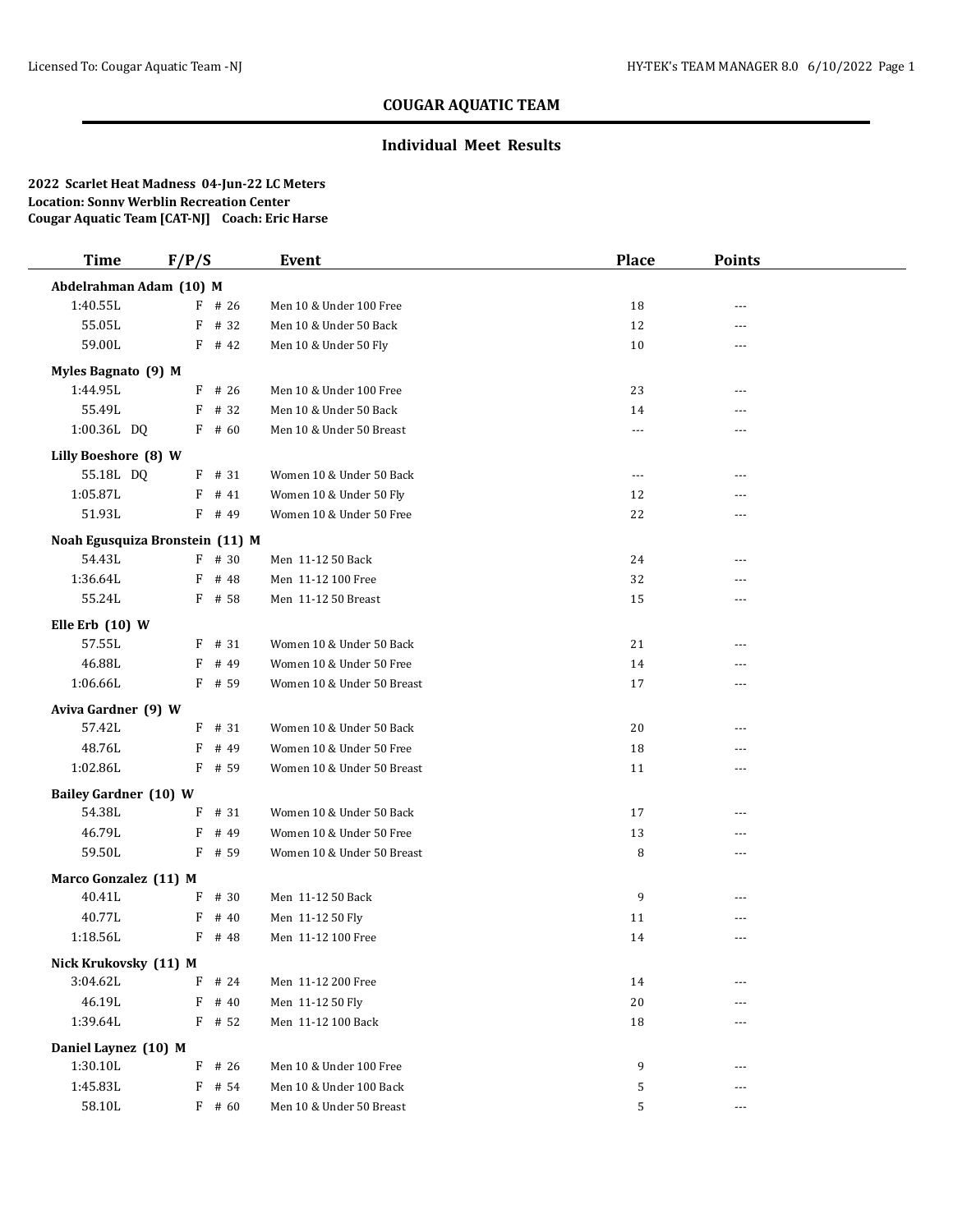## COUGAR AQUATIC TEAM

### Individual Meet Results

**2022 Scarlet Heat Madness 04-Jun-22 LC Meters**
**Location: Sonny Werblin Recreation Center**
**Cougar Aquatic Team [CAT-NJ] Coach: Eric Harse**

| Time | F/P/S | | Event | Place | Points |
|---|---|---|---|---|---|
| **Abdelrahman Adam (10) M** | | | | | |
| 1:40.55L | F | # 26 | Men 10 & Under 100 Free | 18 | --- |
| 55.05L | F | # 32 | Men 10 & Under 50 Back | 12 | --- |
| 59.00L | F | # 42 | Men 10 & Under 50 Fly | 10 | --- |
| **Myles Bagnato (9) M** | | | | | |
| 1:44.95L | F | # 26 | Men 10 & Under 100 Free | 23 | --- |
| 55.49L | F | # 32 | Men 10 & Under 50 Back | 14 | --- |
| 1:00.36L DQ | F | # 60 | Men 10 & Under 50 Breast | --- | --- |
| **Lilly Boeshore (8) W** | | | | | |
| 55.18L DQ | F | # 31 | Women 10 & Under 50 Back | --- | --- |
| 1:05.87L | F | # 41 | Women 10 & Under 50 Fly | 12 | --- |
| 51.93L | F | # 49 | Women 10 & Under 50 Free | 22 | --- |
| **Noah Egusquiza Bronstein (11) M** | | | | | |
| 54.43L | F | # 30 | Men 11-12 50 Back | 24 | --- |
| 1:36.64L | F | # 48 | Men 11-12 100 Free | 32 | --- |
| 55.24L | F | # 58 | Men 11-12 50 Breast | 15 | --- |
| **Elle Erb (10) W** | | | | | |
| 57.55L | F | # 31 | Women 10 & Under 50 Back | 21 | --- |
| 46.88L | F | # 49 | Women 10 & Under 50 Free | 14 | --- |
| 1:06.66L | F | # 59 | Women 10 & Under 50 Breast | 17 | --- |
| **Aviva Gardner (9) W** | | | | | |
| 57.42L | F | # 31 | Women 10 & Under 50 Back | 20 | --- |
| 48.76L | F | # 49 | Women 10 & Under 50 Free | 18 | --- |
| 1:02.86L | F | # 59 | Women 10 & Under 50 Breast | 11 | --- |
| **Bailey Gardner (10) W** | | | | | |
| 54.38L | F | # 31 | Women 10 & Under 50 Back | 17 | --- |
| 46.79L | F | # 49 | Women 10 & Under 50 Free | 13 | --- |
| 59.50L | F | # 59 | Women 10 & Under 50 Breast | 8 | --- |
| **Marco Gonzalez (11) M** | | | | | |
| 40.41L | F | # 30 | Men 11-12 50 Back | 9 | --- |
| 40.77L | F | # 40 | Men 11-12 50 Fly | 11 | --- |
| 1:18.56L | F | # 48 | Men 11-12 100 Free | 14 | --- |
| **Nick Krukovsky (11) M** | | | | | |
| 3:04.62L | F | # 24 | Men 11-12 200 Free | 14 | --- |
| 46.19L | F | # 40 | Men 11-12 50 Fly | 20 | --- |
| 1:39.64L | F | # 52 | Men 11-12 100 Back | 18 | --- |
| **Daniel Laynez (10) M** | | | | | |
| 1:30.10L | F | # 26 | Men 10 & Under 100 Free | 9 | --- |
| 1:45.83L | F | # 54 | Men 10 & Under 100 Back | 5 | --- |
| 58.10L | F | # 60 | Men 10 & Under 50 Breast | 5 | --- |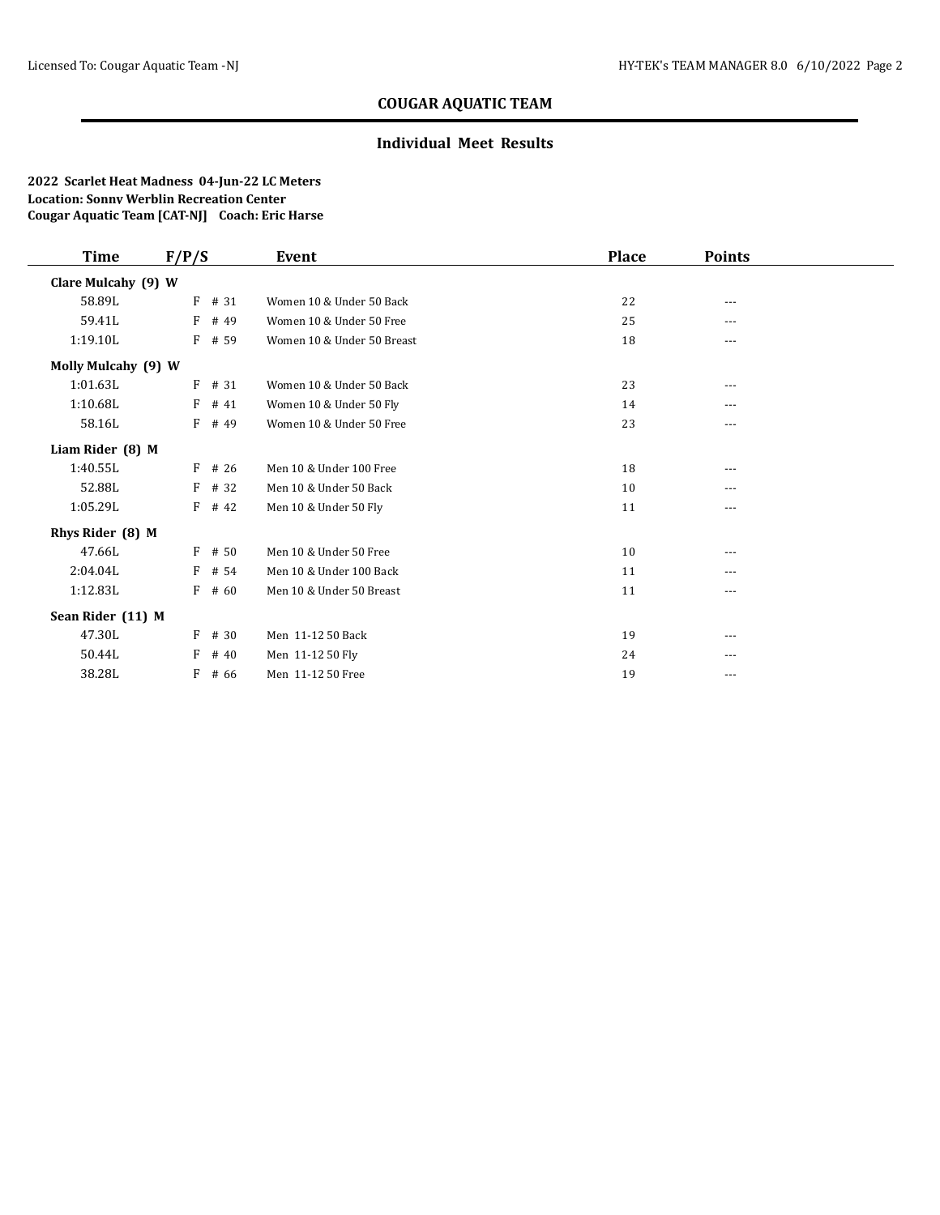## COUGAR AQUATIC TEAM

### Individual Meet Results

**2022 Scarlet Heat Madness 04-Jun-22 LC Meters**
**Location: Sonny Werblin Recreation Center**
**Cougar Aquatic Team [CAT-NJ] Coach: Eric Harse**

| Time | F/P/S | Event | Place | Points |
|---|---|---|---|---|
| **Clare Mulcahy (9) W** | | | | |
| 58.89L | F # 31 | Women 10 & Under 50 Back | 22 | --- |
| 59.41L | F # 49 | Women 10 & Under 50 Free | 25 | --- |
| 1:19.10L | F # 59 | Women 10 & Under 50 Breast | 18 | --- |
| **Molly Mulcahy (9) W** | | | | |
| 1:01.63L | F # 31 | Women 10 & Under 50 Back | 23 | --- |
| 1:10.68L | F # 41 | Women 10 & Under 50 Fly | 14 | --- |
| 58.16L | F # 49 | Women 10 & Under 50 Free | 23 | --- |
| **Liam Rider (8) M** | | | | |
| 1:40.55L | F # 26 | Men 10 & Under 100 Free | 18 | --- |
| 52.88L | F # 32 | Men 10 & Under 50 Back | 10 | --- |
| 1:05.29L | F # 42 | Men 10 & Under 50 Fly | 11 | --- |
| **Rhys Rider (8) M** | | | | |
| 47.66L | F # 50 | Men 10 & Under 50 Free | 10 | --- |
| 2:04.04L | F # 54 | Men 10 & Under 100 Back | 11 | --- |
| 1:12.83L | F # 60 | Men 10 & Under 50 Breast | 11 | --- |
| **Sean Rider (11) M** | | | | |
| 47.30L | F # 30 | Men 11-12 50 Back | 19 | --- |
| 50.44L | F # 40 | Men 11-12 50 Fly | 24 | --- |
| 38.28L | F # 66 | Men 11-12 50 Free | 19 | --- |